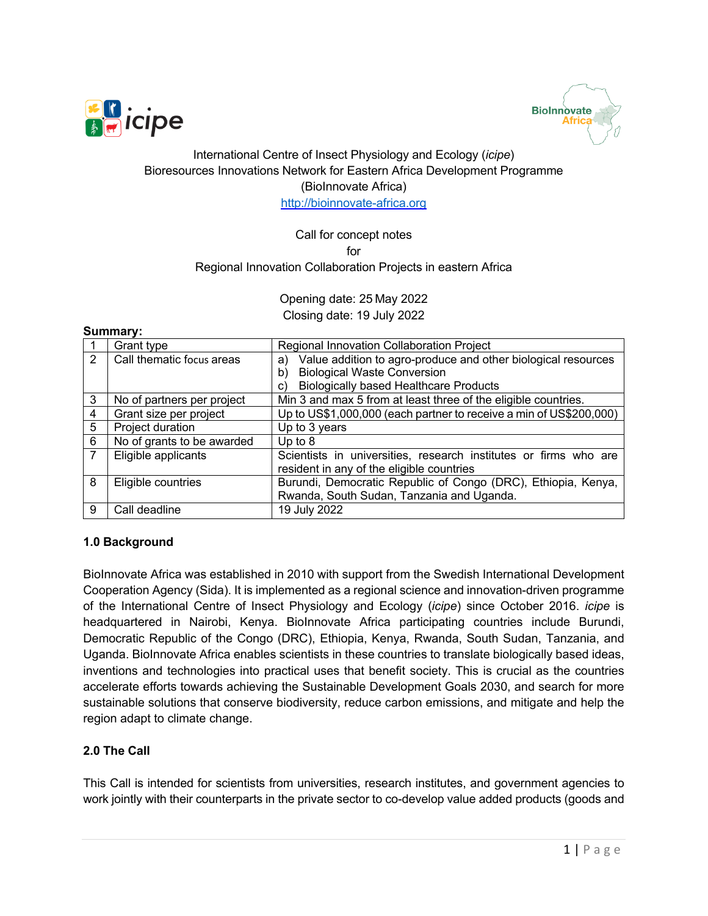International Centre of Insect Physiology and Ecology (*icipe*)
Bioresources Innovations Network for Eastern Africa Development Programme
(BioInnovate Africa)
http://bioinnovate-africa.org

Call for concept notes
for
Regional Innovation Collaboration Projects in eastern Africa

Opening date: 25 May 2022
Closing date: 19 July 2022

**Summary:**

| | | |
|---|---|---|
| 1 | Grant type | Regional Innovation Collaboration Project |
| 2 | Call thematic focus areas | a) Value addition to agro-produce and other biological resources<br>b) Biological Waste Conversion<br>c) Biologically based Healthcare Products |
| 3 | No of partners per project | Min 3 and max 5 from at least three of the eligible countries. |
| 4 | Grant size per project | Up to US$1,000,000 (each partner to receive a min of US$200,000) |
| 5 | Project duration | Up to 3 years |
| 6 | No of grants to be awarded | Up to 8 |
| 7 | Eligible applicants | Scientists in universities, research institutes or firms who are resident in any of the eligible countries |
| 8 | Eligible countries | Burundi, Democratic Republic of Congo (DRC), Ethiopia, Kenya, Rwanda, South Sudan, Tanzania and Uganda. |
| 9 | Call deadline | 19 July 2022 |

## 1.0 Background

BioInnovate Africa was established in 2010 with support from the Swedish International Development Cooperation Agency (Sida). It is implemented as a regional science and innovation-driven programme of the International Centre of Insect Physiology and Ecology (*icipe*) since October 2016. *icipe* is headquartered in Nairobi, Kenya. BioInnovate Africa participating countries include Burundi, Democratic Republic of the Congo (DRC), Ethiopia, Kenya, Rwanda, South Sudan, Tanzania, and Uganda. BioInnovate Africa enables scientists in these countries to translate biologically based ideas, inventions and technologies into practical uses that benefit society. This is crucial as the countries accelerate efforts towards achieving the Sustainable Development Goals 2030, and search for more sustainable solutions that conserve biodiversity, reduce carbon emissions, and mitigate and help the region adapt to climate change.

## 2.0 The Call

This Call is intended for scientists from universities, research institutes, and government agencies to work jointly with their counterparts in the private sector to co-develop value added products (goods and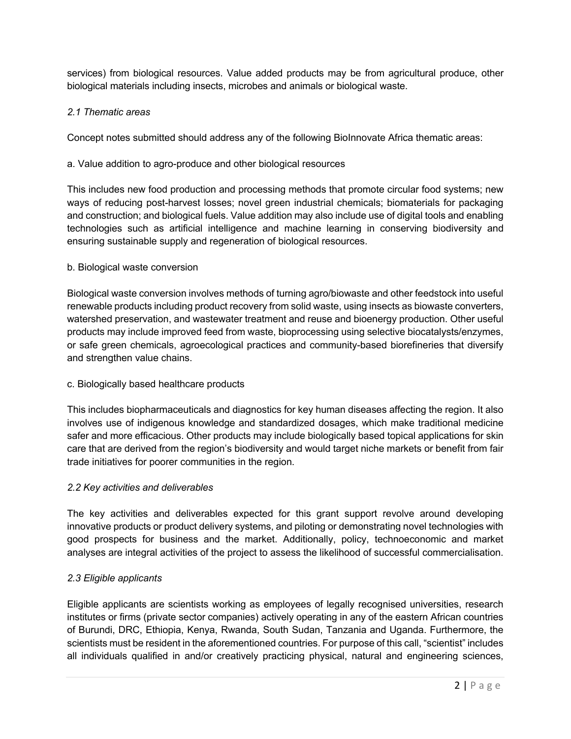services) from biological resources. Value added products may be from agricultural produce, other biological materials including insects, microbes and animals or biological waste.

### *2.1 Thematic areas*

Concept notes submitted should address any of the following BioInnovate Africa thematic areas:

a. Value addition to agro-produce and other biological resources

This includes new food production and processing methods that promote circular food systems; new ways of reducing post-harvest losses; novel green industrial chemicals; biomaterials for packaging and construction; and biological fuels. Value addition may also include use of digital tools and enabling technologies such as artificial intelligence and machine learning in conserving biodiversity and ensuring sustainable supply and regeneration of biological resources.

b. Biological waste conversion

Biological waste conversion involves methods of turning agro/biowaste and other feedstock into useful renewable products including product recovery from solid waste, using insects as biowaste converters, watershed preservation, and wastewater treatment and reuse and bioenergy production. Other useful products may include improved feed from waste, bioprocessing using selective biocatalysts/enzymes, or safe green chemicals, agroecological practices and community-based biorefineries that diversify and strengthen value chains.

c. Biologically based healthcare products

This includes biopharmaceuticals and diagnostics for key human diseases affecting the region. It also involves use of indigenous knowledge and standardized dosages, which make traditional medicine safer and more efficacious. Other products may include biologically based topical applications for skin care that are derived from the region's biodiversity and would target niche markets or benefit from fair trade initiatives for poorer communities in the region.

### *2.2 Key activities and deliverables*

The key activities and deliverables expected for this grant support revolve around developing innovative products or product delivery systems, and piloting or demonstrating novel technologies with good prospects for business and the market. Additionally, policy, technoeconomic and market analyses are integral activities of the project to assess the likelihood of successful commercialisation.

### *2.3 Eligible applicants*

Eligible applicants are scientists working as employees of legally recognised universities, research institutes or firms (private sector companies) actively operating in any of the eastern African countries of Burundi, DRC, Ethiopia, Kenya, Rwanda, South Sudan, Tanzania and Uganda. Furthermore, the scientists must be resident in the aforementioned countries. For purpose of this call, "scientist" includes all individuals qualified in and/or creatively practicing physical, natural and engineering sciences,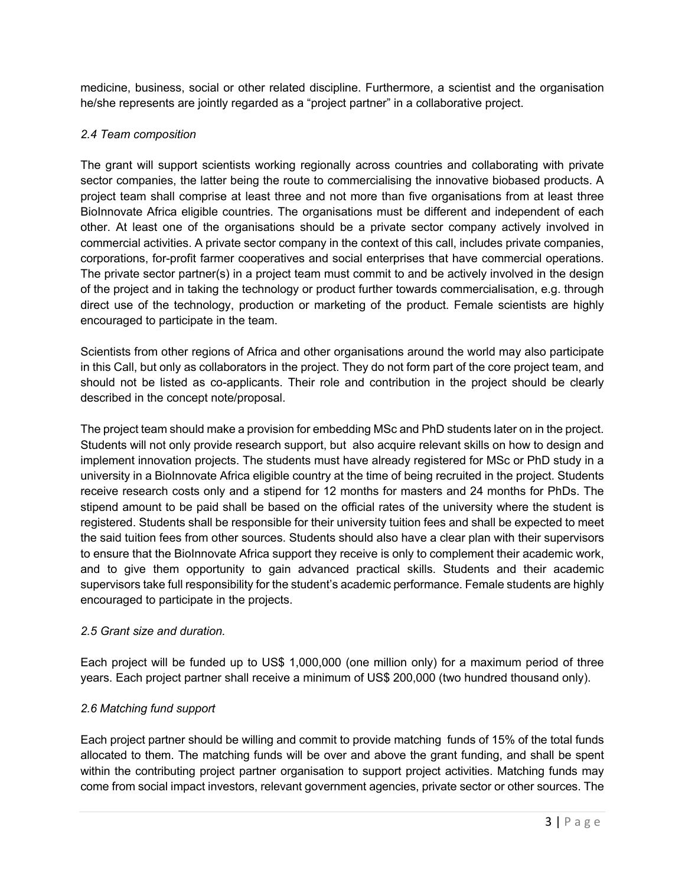medicine, business, social or other related discipline. Furthermore, a scientist and the organisation he/she represents are jointly regarded as a "project partner" in a collaborative project.

### *2.4 Team composition*

The grant will support scientists working regionally across countries and collaborating with private sector companies, the latter being the route to commercialising the innovative biobased products. A project team shall comprise at least three and not more than five organisations from at least three BioInnovate Africa eligible countries. The organisations must be different and independent of each other. At least one of the organisations should be a private sector company actively involved in commercial activities. A private sector company in the context of this call, includes private companies, corporations, for-profit farmer cooperatives and social enterprises that have commercial operations. The private sector partner(s) in a project team must commit to and be actively involved in the design of the project and in taking the technology or product further towards commercialisation, e.g. through direct use of the technology, production or marketing of the product. Female scientists are highly encouraged to participate in the team.

Scientists from other regions of Africa and other organisations around the world may also participate in this Call, but only as collaborators in the project. They do not form part of the core project team, and should not be listed as co-applicants. Their role and contribution in the project should be clearly described in the concept note/proposal.

The project team should make a provision for embedding MSc and PhD students later on in the project. Students will not only provide research support, but also acquire relevant skills on how to design and implement innovation projects. The students must have already registered for MSc or PhD study in a university in a BioInnovate Africa eligible country at the time of being recruited in the project. Students receive research costs only and a stipend for 12 months for masters and 24 months for PhDs. The stipend amount to be paid shall be based on the official rates of the university where the student is registered. Students shall be responsible for their university tuition fees and shall be expected to meet the said tuition fees from other sources. Students should also have a clear plan with their supervisors to ensure that the BioInnovate Africa support they receive is only to complement their academic work, and to give them opportunity to gain advanced practical skills. Students and their academic supervisors take full responsibility for the student's academic performance. Female students are highly encouraged to participate in the projects.

### *2.5 Grant size and duration.*

Each project will be funded up to US$ 1,000,000 (one million only) for a maximum period of three years. Each project partner shall receive a minimum of US$ 200,000 (two hundred thousand only).

### *2.6 Matching fund support*

Each project partner should be willing and commit to provide matching funds of 15% of the total funds allocated to them. The matching funds will be over and above the grant funding, and shall be spent within the contributing project partner organisation to support project activities. Matching funds may come from social impact investors, relevant government agencies, private sector or other sources. The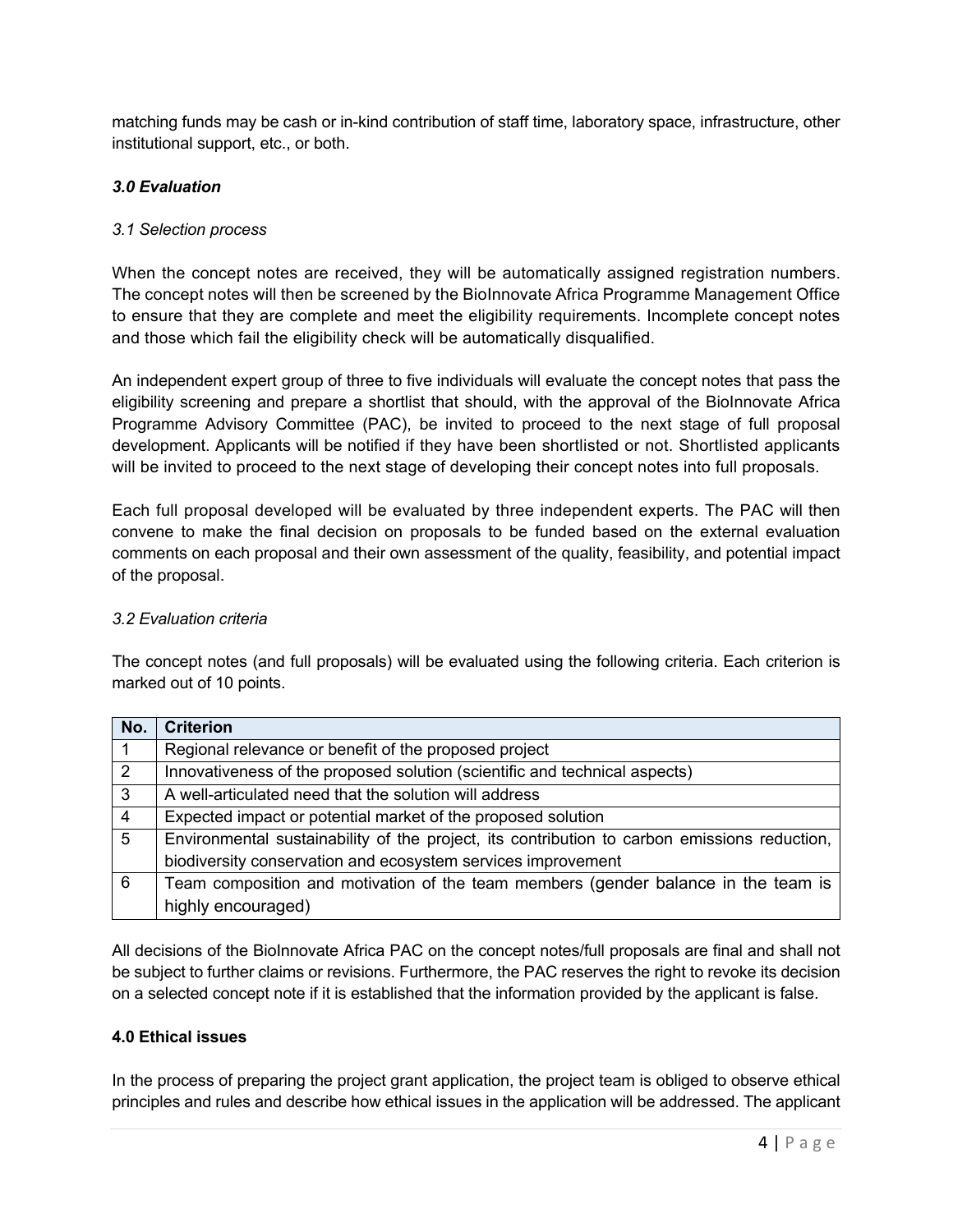matching funds may be cash or in-kind contribution of staff time, laboratory space, infrastructure, other institutional support, etc., or both.

## *3.0 Evaluation*

### *3.1 Selection process*

When the concept notes are received, they will be automatically assigned registration numbers. The concept notes will then be screened by the BioInnovate Africa Programme Management Office to ensure that they are complete and meet the eligibility requirements. Incomplete concept notes and those which fail the eligibility check will be automatically disqualified.

An independent expert group of three to five individuals will evaluate the concept notes that pass the eligibility screening and prepare a shortlist that should, with the approval of the BioInnovate Africa Programme Advisory Committee (PAC), be invited to proceed to the next stage of full proposal development. Applicants will be notified if they have been shortlisted or not. Shortlisted applicants will be invited to proceed to the next stage of developing their concept notes into full proposals.

Each full proposal developed will be evaluated by three independent experts. The PAC will then convene to make the final decision on proposals to be funded based on the external evaluation comments on each proposal and their own assessment of the quality, feasibility, and potential impact of the proposal.

### *3.2 Evaluation criteria*

The concept notes (and full proposals) will be evaluated using the following criteria. Each criterion is marked out of 10 points.

| No. | Criterion |
|---|---|
| 1 | Regional relevance or benefit of the proposed project |
| 2 | Innovativeness of the proposed solution (scientific and technical aspects) |
| 3 | A well-articulated need that the solution will address |
| 4 | Expected impact or potential market of the proposed solution |
| 5 | Environmental sustainability of the project, its contribution to carbon emissions reduction, biodiversity conservation and ecosystem services improvement |
| 6 | Team composition and motivation of the team members (gender balance in the team is highly encouraged) |

All decisions of the BioInnovate Africa PAC on the concept notes/full proposals are final and shall not be subject to further claims or revisions. Furthermore, the PAC reserves the right to revoke its decision on a selected concept note if it is established that the information provided by the applicant is false.

## **4.0 Ethical issues**

In the process of preparing the project grant application, the project team is obliged to observe ethical principles and rules and describe how ethical issues in the application will be addressed. The applicant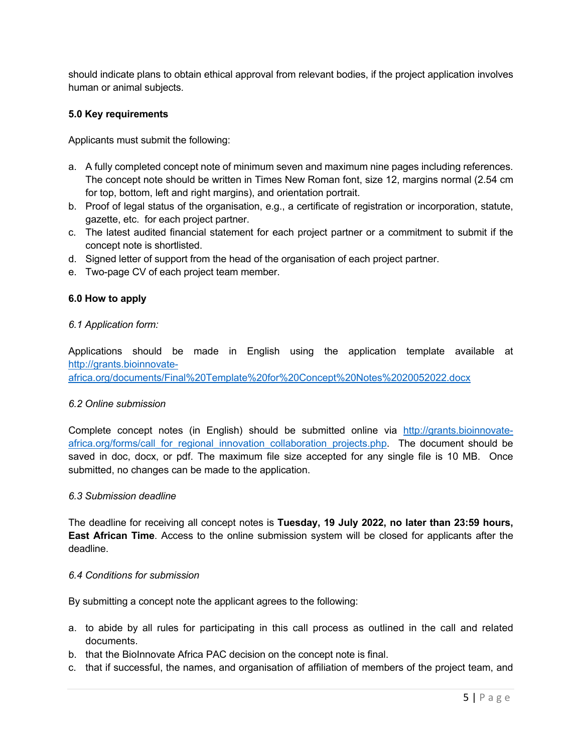should indicate plans to obtain ethical approval from relevant bodies, if the project application involves human or animal subjects.

**5.0 Key requirements**

Applicants must submit the following:

a. A fully completed concept note of minimum seven and maximum nine pages including references. The concept note should be written in Times New Roman font, size 12, margins normal (2.54 cm for top, bottom, left and right margins), and orientation portrait.
b. Proof of legal status of the organisation, e.g., a certificate of registration or incorporation, statute, gazette, etc. for each project partner.
c. The latest audited financial statement for each project partner or a commitment to submit if the concept note is shortlisted.
d. Signed letter of support from the head of the organisation of each project partner.
e. Two-page CV of each project team member.

**6.0 How to apply**

*6.1 Application form:*

Applications should be made in English using the application template available at [http://grants.bioinnovate-africa.org/documents/Final%20Template%20for%20Concept%20Notes%2020052022.docx](http://grants.bioinnovate-africa.org/documents/Final%20Template%20for%20Concept%20Notes%2020052022.docx)

*6.2 Online submission*

Complete concept notes (in English) should be submitted online via [http://grants.bioinnovate-africa.org/forms/call_for_regional_innovation_collaboration_projects.php](http://grants.bioinnovate-africa.org/forms/call_for_regional_innovation_collaboration_projects.php). The document should be saved in doc, docx, or pdf. The maximum file size accepted for any single file is 10 MB. Once submitted, no changes can be made to the application.

*6.3 Submission deadline*

The deadline for receiving all concept notes is **Tuesday, 19 July 2022, no later than 23:59 hours, East African Time**. Access to the online submission system will be closed for applicants after the deadline.

*6.4 Conditions for submission*

By submitting a concept note the applicant agrees to the following:

a. to abide by all rules for participating in this call process as outlined in the call and related documents.
b. that the BioInnovate Africa PAC decision on the concept note is final.
c. that if successful, the names, and organisation of affiliation of members of the project team, and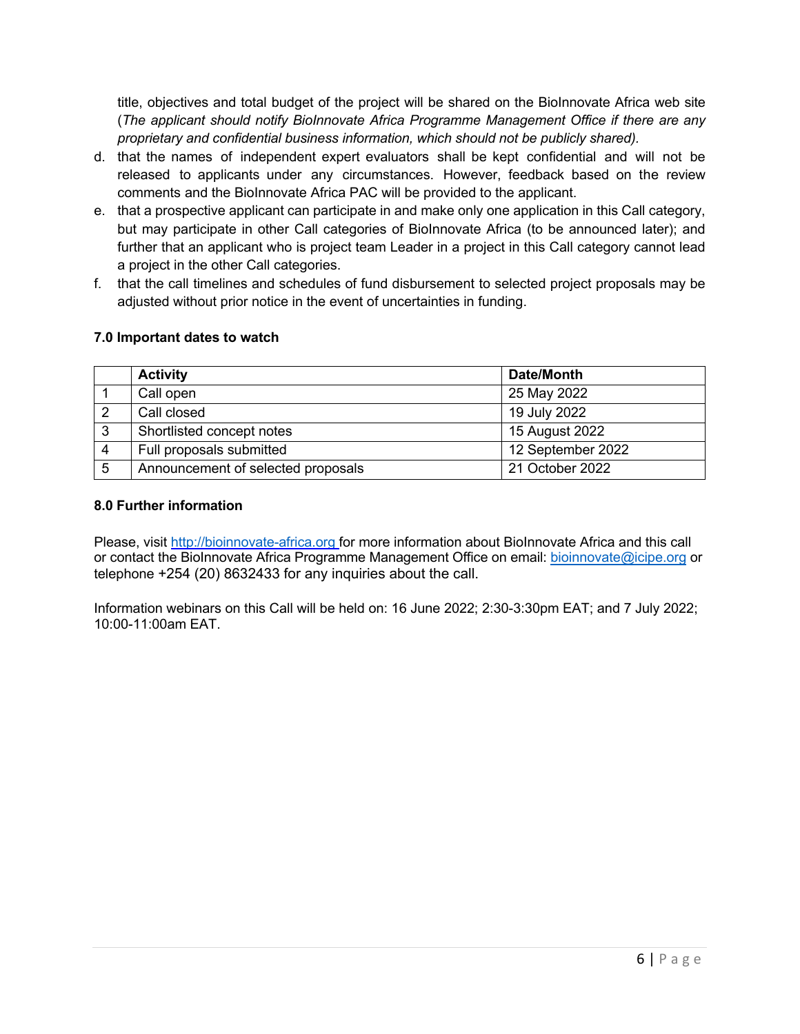title, objectives and total budget of the project will be shared on the BioInnovate Africa web site (*The applicant should notify BioInnovate Africa Programme Management Office if there are any proprietary and confidential business information, which should not be publicly shared).*

d. that the names of independent expert evaluators shall be kept confidential and will not be released to applicants under any circumstances. However, feedback based on the review comments and the BioInnovate Africa PAC will be provided to the applicant.
e. that a prospective applicant can participate in and make only one application in this Call category, but may participate in other Call categories of BioInnovate Africa (to be announced later); and further that an applicant who is project team Leader in a project in this Call category cannot lead a project in the other Call categories.
f. that the call timelines and schedules of fund disbursement to selected project proposals may be adjusted without prior notice in the event of uncertainties in funding.

### 7.0 Important dates to watch

| | **Activity** | **Date/Month** |
|---|---|---|
| 1 | Call open | 25 May 2022 |
| 2 | Call closed | 19 July 2022 |
| 3 | Shortlisted concept notes | 15 August 2022 |
| 4 | Full proposals submitted | 12 September 2022 |
| 5 | Announcement of selected proposals | 21 October 2022 |

### 8.0 Further information

Please, visit http://bioinnovate-africa.org for more information about BioInnovate Africa and this call or contact the BioInnovate Africa Programme Management Office on email: bioinnovate@icipe.org or telephone +254 (20) 8632433 for any inquiries about the call.

Information webinars on this Call will be held on: 16 June 2022; 2:30-3:30pm EAT; and 7 July 2022; 10:00-11:00am EAT.